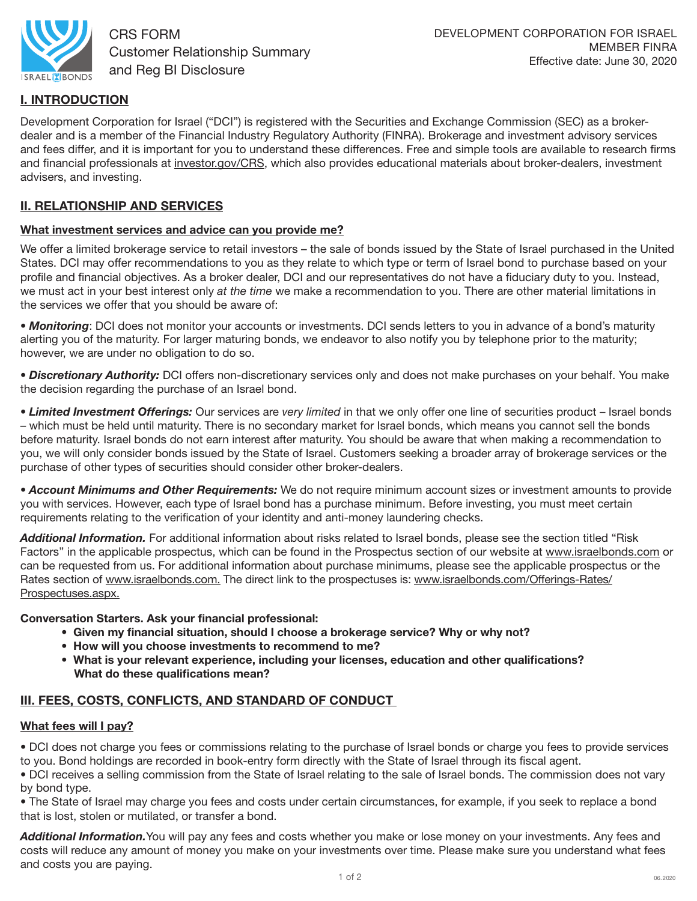CRS FORM
Customer Relationship Summary
and Reg BI Disclosure

DEVELOPMENT CORPORATION FOR ISRAEL
MEMBER FINRA
Effective date: June 30, 2020

## I. INTRODUCTION

Development Corporation for Israel ("DCI") is registered with the Securities and Exchange Commission (SEC) as a broker-dealer and is a member of the Financial Industry Regulatory Authority (FINRA). Brokerage and investment advisory services and fees differ, and it is important for you to understand these differences. Free and simple tools are available to research firms and financial professionals at investor.gov/CRS, which also provides educational materials about broker-dealers, investment advisers, and investing.

## II. RELATIONSHIP AND SERVICES

### What investment services and advice can you provide me?

We offer a limited brokerage service to retail investors – the sale of bonds issued by the State of Israel purchased in the United States. DCI may offer recommendations to you as they relate to which type or term of Israel bond to purchase based on your profile and financial objectives. As a broker dealer, DCI and our representatives do not have a fiduciary duty to you. Instead, we must act in your best interest only *at the time* we make a recommendation to you. There are other material limitations in the services we offer that you should be aware of:

• ***Monitoring***: DCI does not monitor your accounts or investments. DCI sends letters to you in advance of a bond's maturity alerting you of the maturity. For larger maturing bonds, we endeavor to also notify you by telephone prior to the maturity; however, we are under no obligation to do so.

• ***Discretionary Authority:*** DCI offers non-discretionary services only and does not make purchases on your behalf. You make the decision regarding the purchase of an Israel bond.

• ***Limited Investment Offerings:*** Our services are *very limited* in that we only offer one line of securities product – Israel bonds – which must be held until maturity. There is no secondary market for Israel bonds, which means you cannot sell the bonds before maturity. Israel bonds do not earn interest after maturity. You should be aware that when making a recommendation to you, we will only consider bonds issued by the State of Israel. Customers seeking a broader array of brokerage services or the purchase of other types of securities should consider other broker-dealers.

• ***Account Minimums and Other Requirements:*** We do not require minimum account sizes or investment amounts to provide you with services. However, each type of Israel bond has a purchase minimum. Before investing, you must meet certain requirements relating to the verification of your identity and anti-money laundering checks.

***Additional Information.*** For additional information about risks related to Israel bonds, please see the section titled "Risk Factors" in the applicable prospectus, which can be found in the Prospectus section of our website at www.israelbonds.com or can be requested from us. For additional information about purchase minimums, please see the applicable prospectus or the Rates section of www.israelbonds.com. The direct link to the prospectuses is: www.israelbonds.com/Offerings-Rates/Prospectuses.aspx.

**Conversation Starters. Ask your financial professional:**

- **Given my financial situation, should I choose a brokerage service? Why or why not?**
- **How will you choose investments to recommend to me?**
- **What is your relevant experience, including your licenses, education and other qualifications? What do these qualifications mean?**

## III. FEES, COSTS, CONFLICTS, AND STANDARD OF CONDUCT

### What fees will I pay?

• DCI does not charge you fees or commissions relating to the purchase of Israel bonds or charge you fees to provide services to you. Bond holdings are recorded in book-entry form directly with the State of Israel through its fiscal agent.
• DCI receives a selling commission from the State of Israel relating to the sale of Israel bonds. The commission does not vary by bond type.
• The State of Israel may charge you fees and costs under certain circumstances, for example, if you seek to replace a bond that is lost, stolen or mutilated, or transfer a bond.

***Additional Information.*** You will pay any fees and costs whether you make or lose money on your investments. Any fees and costs will reduce any amount of money you make on your investments over time. Please make sure you understand what fees and costs you are paying.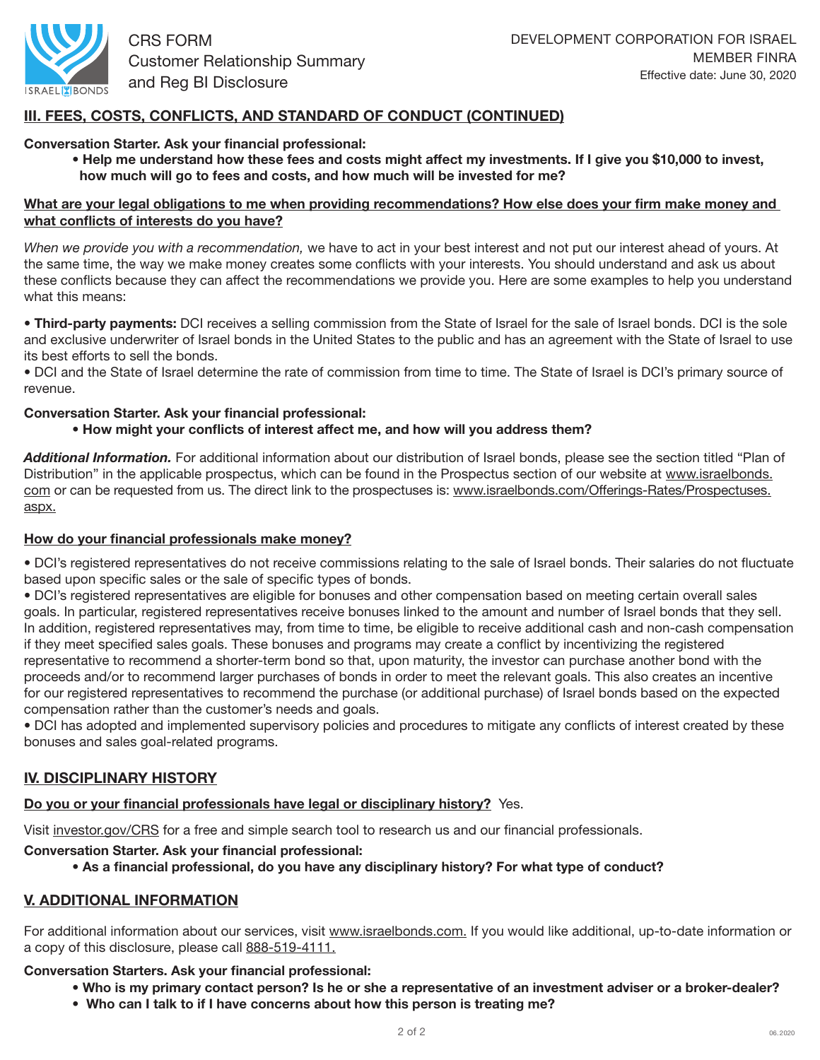## III. FEES, COSTS, CONFLICTS, AND STANDARD OF CONDUCT (CONTINUED)

**Conversation Starter. Ask your financial professional:**

- **Help me understand how these fees and costs might affect my investments. If I give you $10,000 to invest, how much will go to fees and costs, and how much will be invested for me?**

**What are your legal obligations to me when providing recommendations? How else does your firm make money and what conflicts of interests do you have?**

*When we provide you with a recommendation,* we have to act in your best interest and not put our interest ahead of yours. At the same time, the way we make money creates some conflicts with your interests. You should understand and ask us about these conflicts because they can affect the recommendations we provide you. Here are some examples to help you understand what this means:

- **Third-party payments:** DCI receives a selling commission from the State of Israel for the sale of Israel bonds. DCI is the sole and exclusive underwriter of Israel bonds in the United States to the public and has an agreement with the State of Israel to use its best efforts to sell the bonds.
- DCI and the State of Israel determine the rate of commission from time to time. The State of Israel is DCI's primary source of revenue.

**Conversation Starter. Ask your financial professional:**

- **How might your conflicts of interest affect me, and how will you address them?**

***Additional Information.*** For additional information about our distribution of Israel bonds, please see the section titled "Plan of Distribution" in the applicable prospectus, which can be found in the Prospectus section of our website at www.israelbonds.com or can be requested from us. The direct link to the prospectuses is: www.israelbonds.com/Offerings-Rates/Prospectuses.aspx.

**How do your financial professionals make money?**

- DCI's registered representatives do not receive commissions relating to the sale of Israel bonds. Their salaries do not fluctuate based upon specific sales or the sale of specific types of bonds.
- DCI's registered representatives are eligible for bonuses and other compensation based on meeting certain overall sales goals. In particular, registered representatives receive bonuses linked to the amount and number of Israel bonds that they sell. In addition, registered representatives may, from time to time, be eligible to receive additional cash and non-cash compensation if they meet specified sales goals. These bonuses and programs may create a conflict by incentivizing the registered representative to recommend a shorter-term bond so that, upon maturity, the investor can purchase another bond with the proceeds and/or to recommend larger purchases of bonds in order to meet the relevant goals. This also creates an incentive for our registered representatives to recommend the purchase (or additional purchase) of Israel bonds based on the expected compensation rather than the customer's needs and goals.
- DCI has adopted and implemented supervisory policies and procedures to mitigate any conflicts of interest created by these bonuses and sales goal-related programs.

## IV. DISCIPLINARY HISTORY

**Do you or your financial professionals have legal or disciplinary history?** Yes.

Visit investor.gov/CRS for a free and simple search tool to research us and our financial professionals.

**Conversation Starter. Ask your financial professional:**

- **As a financial professional, do you have any disciplinary history? For what type of conduct?**

## V. ADDITIONAL INFORMATION

For additional information about our services, visit www.israelbonds.com. If you would like additional, up-to-date information or a copy of this disclosure, please call 888-519-4111.

**Conversation Starters. Ask your financial professional:**

- **Who is my primary contact person? Is he or she a representative of an investment adviser or a broker-dealer?**
- **Who can I talk to if I have concerns about how this person is treating me?**